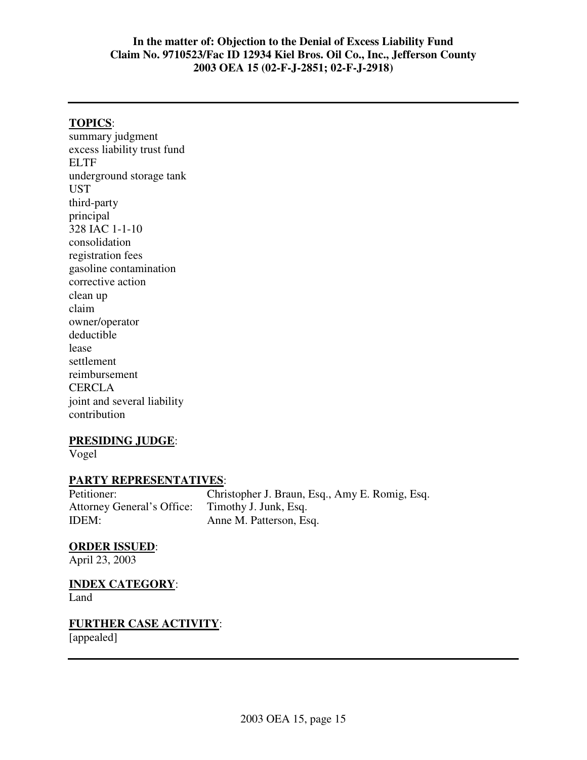**In the matter of: Objection to the Denial of Excess Liability Fund Claim No. 9710523/Fac ID 12934 Kiel Bros. Oil Co., Inc., Jefferson County 2003 OEA 15 (02-F-J-2851; 02-F-J-2918)**

---

**TOPICS**:

summary judgment
excess liability trust fund
ELTF
underground storage tank
UST
third-party
principal
328 IAC 1-1-10
consolidation
registration fees
gasoline contamination
corrective action
clean up
claim
owner/operator
deductible
lease
settlement
reimbursement
CERCLA
joint and several liability
contribution

**PRESIDING JUDGE**:

Vogel

**PARTY REPRESENTATIVES**:

| | |
|---|---|
| Petitioner: | Christopher J. Braun, Esq., Amy E. Romig, Esq. |
| Attorney General's Office: | Timothy J. Junk, Esq. |
| IDEM: | Anne M. Patterson, Esq. |

**ORDER ISSUED**:

April 23, 2003

**INDEX CATEGORY**:

Land

**FURTHER CASE ACTIVITY**:

[appealed]

---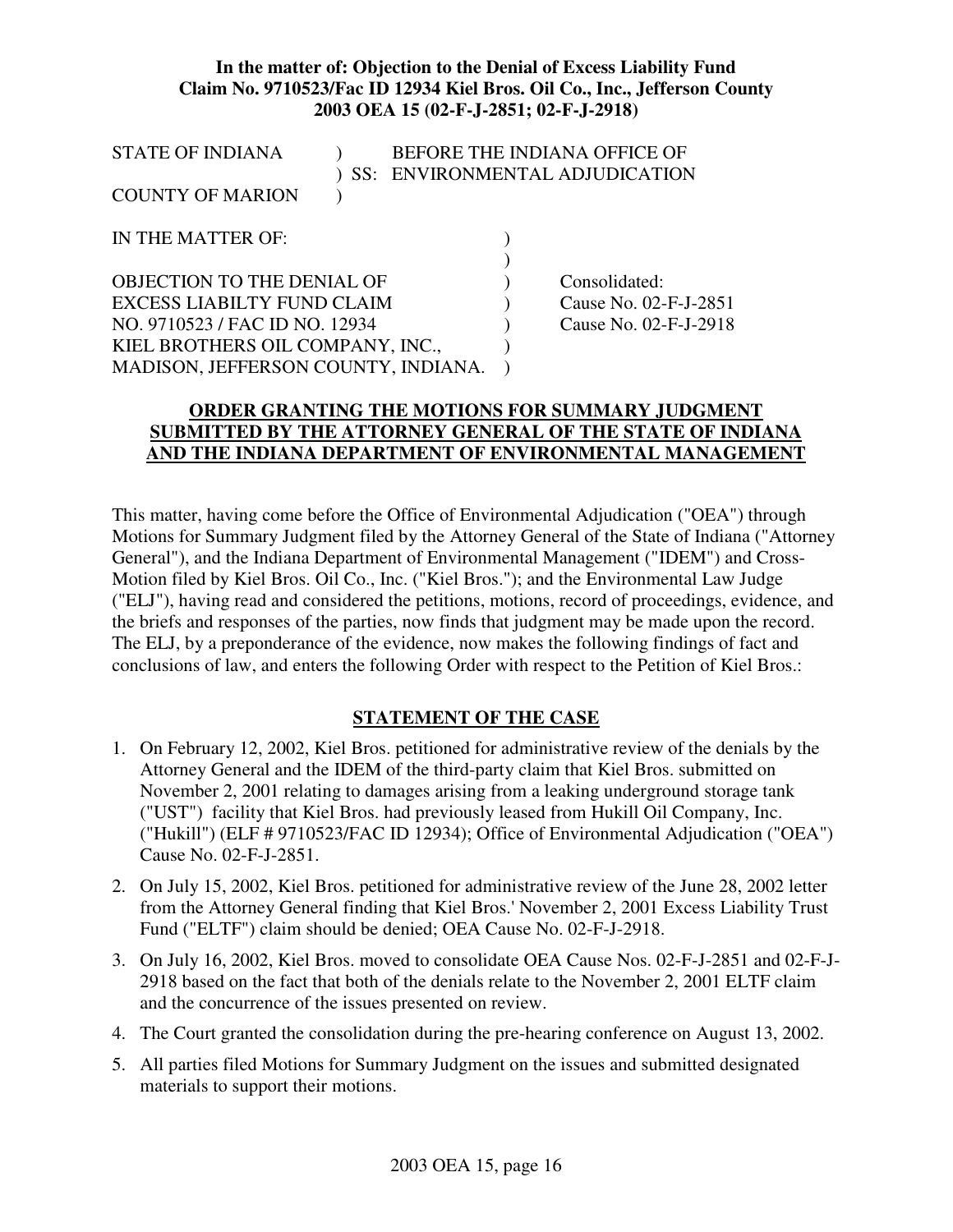**In the matter of: Objection to the Denial of Excess Liability Fund Claim No. 9710523/Fac ID 12934 Kiel Bros. Oil Co., Inc., Jefferson County 2003 OEA 15 (02-F-J-2851; 02-F-J-2918)**

STATE OF INDIANA ) BEFORE THE INDIANA OFFICE OF
) SS: ENVIRONMENTAL ADJUDICATION
COUNTY OF MARION )

IN THE MATTER OF: )
)
OBJECTION TO THE DENIAL OF ) Consolidated:
EXCESS LIABILTY FUND CLAIM ) Cause No. 02-F-J-2851
NO. 9710523 / FAC ID NO. 12934 ) Cause No. 02-F-J-2918
KIEL BROTHERS OIL COMPANY, INC., )
MADISON, JEFFERSON COUNTY, INDIANA. )

**ORDER GRANTING THE MOTIONS FOR SUMMARY JUDGMENT SUBMITTED BY THE ATTORNEY GENERAL OF THE STATE OF INDIANA AND THE INDIANA DEPARTMENT OF ENVIRONMENTAL MANAGEMENT**

This matter, having come before the Office of Environmental Adjudication ("OEA") through Motions for Summary Judgment filed by the Attorney General of the State of Indiana ("Attorney General"), and the Indiana Department of Environmental Management ("IDEM") and Cross-Motion filed by Kiel Bros. Oil Co., Inc. ("Kiel Bros."); and the Environmental Law Judge ("ELJ"), having read and considered the petitions, motions, record of proceedings, evidence, and the briefs and responses of the parties, now finds that judgment may be made upon the record. The ELJ, by a preponderance of the evidence, now makes the following findings of fact and conclusions of law, and enters the following Order with respect to the Petition of Kiel Bros.:

## STATEMENT OF THE CASE

1. On February 12, 2002, Kiel Bros. petitioned for administrative review of the denials by the Attorney General and the IDEM of the third-party claim that Kiel Bros. submitted on November 2, 2001 relating to damages arising from a leaking underground storage tank ("UST") facility that Kiel Bros. had previously leased from Hukill Oil Company, Inc. ("Hukill") (ELF # 9710523/FAC ID 12934); Office of Environmental Adjudication ("OEA") Cause No. 02-F-J-2851.
2. On July 15, 2002, Kiel Bros. petitioned for administrative review of the June 28, 2002 letter from the Attorney General finding that Kiel Bros.' November 2, 2001 Excess Liability Trust Fund ("ELTF") claim should be denied; OEA Cause No. 02-F-J-2918.
3. On July 16, 2002, Kiel Bros. moved to consolidate OEA Cause Nos. 02-F-J-2851 and 02-F-J-2918 based on the fact that both of the denials relate to the November 2, 2001 ELTF claim and the concurrence of the issues presented on review.
4. The Court granted the consolidation during the pre-hearing conference on August 13, 2002.
5. All parties filed Motions for Summary Judgment on the issues and submitted designated materials to support their motions.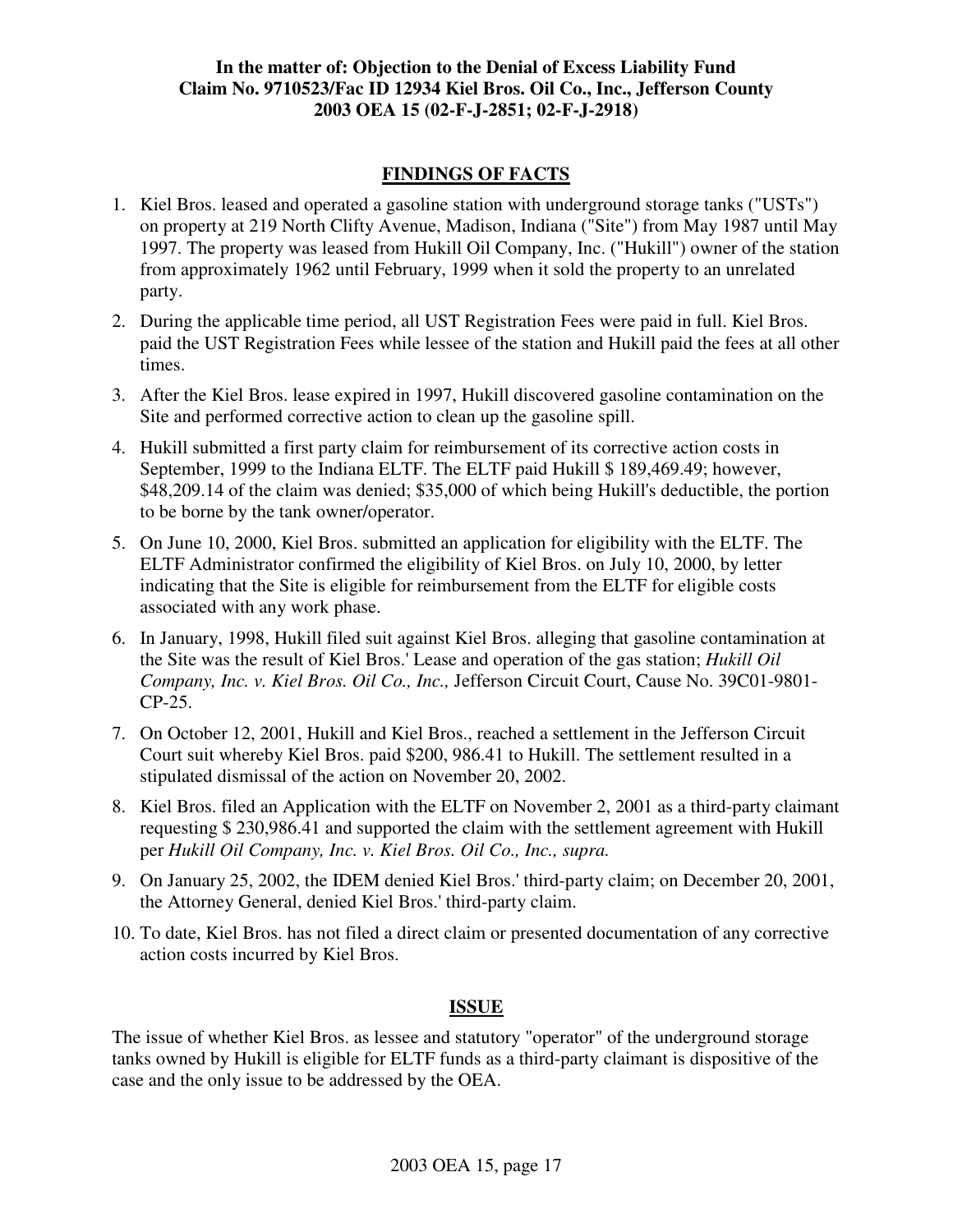**In the matter of: Objection to the Denial of Excess Liability Fund Claim No. 9710523/Fac ID 12934 Kiel Bros. Oil Co., Inc., Jefferson County 2003 OEA 15 (02-F-J-2851; 02-F-J-2918)**

## FINDINGS OF FACTS

1. Kiel Bros. leased and operated a gasoline station with underground storage tanks ("USTs") on property at 219 North Clifty Avenue, Madison, Indiana ("Site") from May 1987 until May 1997. The property was leased from Hukill Oil Company, Inc. ("Hukill") owner of the station from approximately 1962 until February, 1999 when it sold the property to an unrelated party.
2. During the applicable time period, all UST Registration Fees were paid in full. Kiel Bros. paid the UST Registration Fees while lessee of the station and Hukill paid the fees at all other times.
3. After the Kiel Bros. lease expired in 1997, Hukill discovered gasoline contamination on the Site and performed corrective action to clean up the gasoline spill.
4. Hukill submitted a first party claim for reimbursement of its corrective action costs in September, 1999 to the Indiana ELTF. The ELTF paid Hukill $ 189,469.49; however, $48,209.14 of the claim was denied; $35,000 of which being Hukill's deductible, the portion to be borne by the tank owner/operator.
5. On June 10, 2000, Kiel Bros. submitted an application for eligibility with the ELTF. The ELTF Administrator confirmed the eligibility of Kiel Bros. on July 10, 2000, by letter indicating that the Site is eligible for reimbursement from the ELTF for eligible costs associated with any work phase.
6. In January, 1998, Hukill filed suit against Kiel Bros. alleging that gasoline contamination at the Site was the result of Kiel Bros.' Lease and operation of the gas station; *Hukill Oil Company, Inc. v. Kiel Bros. Oil Co., Inc.,* Jefferson Circuit Court, Cause No. 39C01-9801-CP-25.
7. On October 12, 2001, Hukill and Kiel Bros., reached a settlement in the Jefferson Circuit Court suit whereby Kiel Bros. paid $200, 986.41 to Hukill. The settlement resulted in a stipulated dismissal of the action on November 20, 2002.
8. Kiel Bros. filed an Application with the ELTF on November 2, 2001 as a third-party claimant requesting $ 230,986.41 and supported the claim with the settlement agreement with Hukill per *Hukill Oil Company, Inc. v. Kiel Bros. Oil Co., Inc., supra.*
9. On January 25, 2002, the IDEM denied Kiel Bros.' third-party claim; on December 20, 2001, the Attorney General, denied Kiel Bros.' third-party claim.
10. To date, Kiel Bros. has not filed a direct claim or presented documentation of any corrective action costs incurred by Kiel Bros.

## ISSUE

The issue of whether Kiel Bros. as lessee and statutory "operator" of the underground storage tanks owned by Hukill is eligible for ELTF funds as a third-party claimant is dispositive of the case and the only issue to be addressed by the OEA.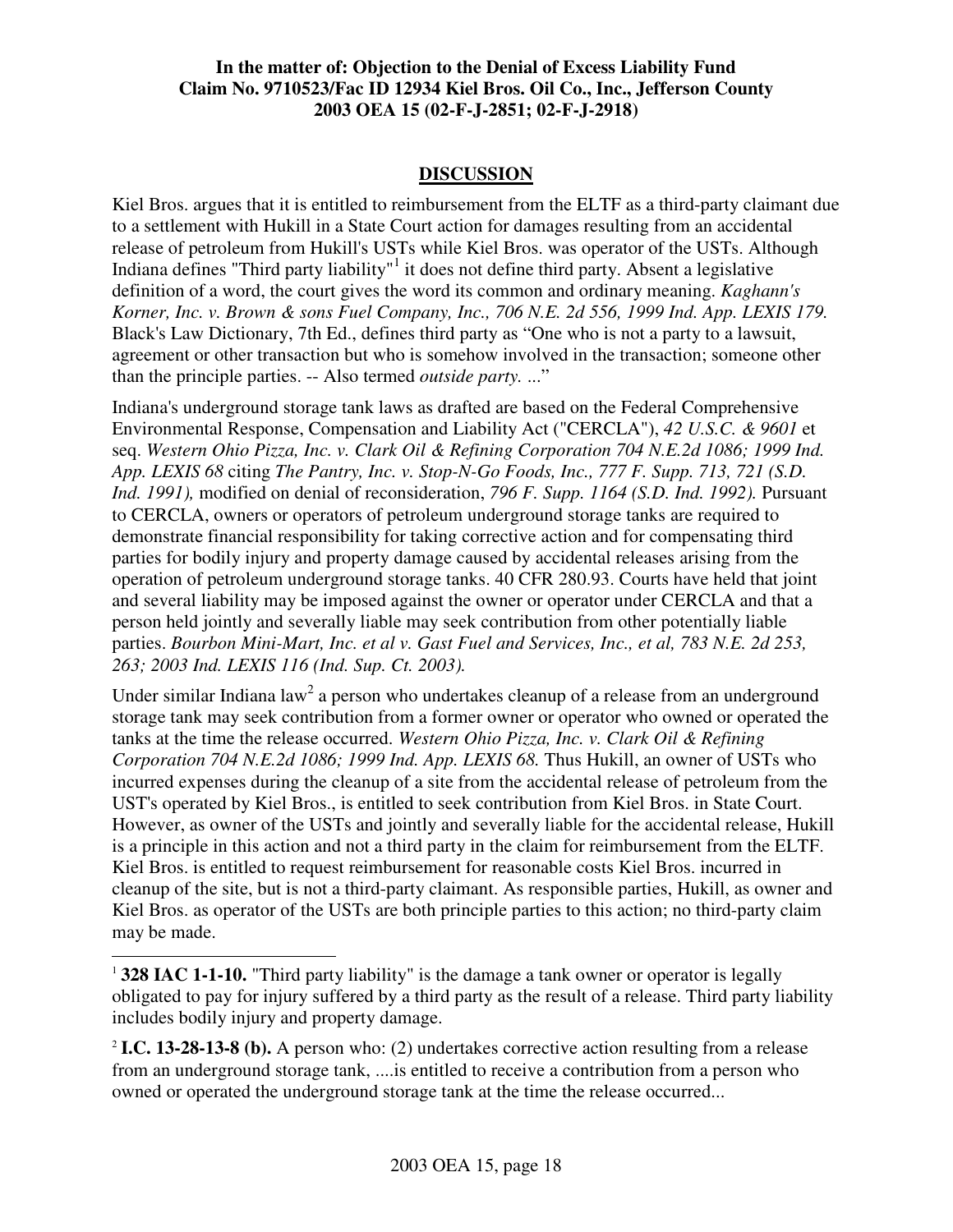## DISCUSSION

Kiel Bros. argues that it is entitled to reimbursement from the ELTF as a third-party claimant due to a settlement with Hukill in a State Court action for damages resulting from an accidental release of petroleum from Hukill's USTs while Kiel Bros. was operator of the USTs. Although Indiana defines "Third party liability"[1] it does not define third party. Absent a legislative definition of a word, the court gives the word its common and ordinary meaning. *Kaghann's Korner, Inc. v. Brown & sons Fuel Company, Inc., 706 N.E. 2d 556, 1999 Ind. App. LEXIS 179.* Black's Law Dictionary, 7th Ed., defines third party as "One who is not a party to a lawsuit, agreement or other transaction but who is somehow involved in the transaction; someone other than the principle parties. -- Also termed *outside party. ...*"

Indiana's underground storage tank laws as drafted are based on the Federal Comprehensive Environmental Response, Compensation and Liability Act ("CERCLA"), *42 U.S.C. & 9601* et seq. *Western Ohio Pizza, Inc. v. Clark Oil & Refining Corporation 704 N.E.2d 1086; 1999 Ind. App. LEXIS 68* citing *The Pantry, Inc. v. Stop-N-Go Foods, Inc., 777 F. Supp. 713, 721 (S.D. Ind. 1991),* modified on denial of reconsideration, *796 F. Supp. 1164 (S.D. Ind. 1992).* Pursuant to CERCLA, owners or operators of petroleum underground storage tanks are required to demonstrate financial responsibility for taking corrective action and for compensating third parties for bodily injury and property damage caused by accidental releases arising from the operation of petroleum underground storage tanks. 40 CFR 280.93. Courts have held that joint and several liability may be imposed against the owner or operator under CERCLA and that a person held jointly and severally liable may seek contribution from other potentially liable parties. *Bourbon Mini-Mart, Inc. et al v. Gast Fuel and Services, Inc., et al, 783 N.E. 2d 253, 263; 2003 Ind. LEXIS 116 (Ind. Sup. Ct. 2003).*

Under similar Indiana law[2] a person who undertakes cleanup of a release from an underground storage tank may seek contribution from a former owner or operator who owned or operated the tanks at the time the release occurred. *Western Ohio Pizza, Inc. v. Clark Oil & Refining Corporation 704 N.E.2d 1086; 1999 Ind. App. LEXIS 68.* Thus Hukill, an owner of USTs who incurred expenses during the cleanup of a site from the accidental release of petroleum from the UST's operated by Kiel Bros., is entitled to seek contribution from Kiel Bros. in State Court. However, as owner of the USTs and jointly and severally liable for the accidental release, Hukill is a principle in this action and not a third party in the claim for reimbursement from the ELTF. Kiel Bros. is entitled to request reimbursement for reasonable costs Kiel Bros. incurred in cleanup of the site, but is not a third-party claimant. As responsible parties, Hukill, as owner and Kiel Bros. as operator of the USTs are both principle parties to this action; no third-party claim may be made.

---

[1] **328 IAC 1-1-10.** "Third party liability" is the damage a tank owner or operator is legally obligated to pay for injury suffered by a third party as the result of a release. Third party liability includes bodily injury and property damage.

[2] **I.C. 13-28-13-8 (b).** A person who: (2) undertakes corrective action resulting from a release from an underground storage tank, ....is entitled to receive a contribution from a person who owned or operated the underground storage tank at the time the release occurred...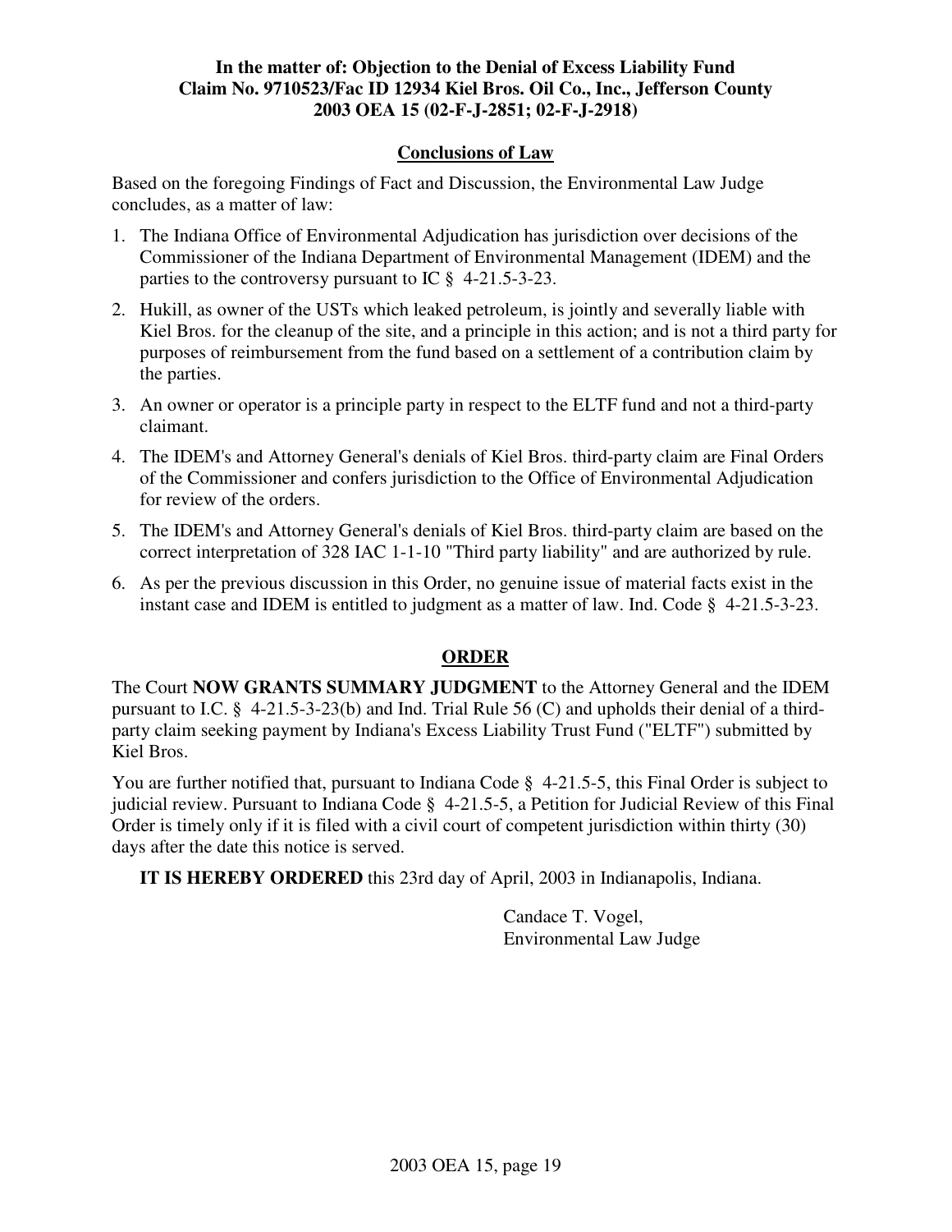**In the matter of: Objection to the Denial of Excess Liability Fund Claim No. 9710523/Fac ID 12934 Kiel Bros. Oil Co., Inc., Jefferson County 2003 OEA 15 (02-F-J-2851; 02-F-J-2918)**

## Conclusions of Law

Based on the foregoing Findings of Fact and Discussion, the Environmental Law Judge concludes, as a matter of law:

1. The Indiana Office of Environmental Adjudication has jurisdiction over decisions of the Commissioner of the Indiana Department of Environmental Management (IDEM) and the parties to the controversy pursuant to IC § 4-21.5-3-23.
2. Hukill, as owner of the USTs which leaked petroleum, is jointly and severally liable with Kiel Bros. for the cleanup of the site, and a principle in this action; and is not a third party for purposes of reimbursement from the fund based on a settlement of a contribution claim by the parties.
3. An owner or operator is a principle party in respect to the ELTF fund and not a third-party claimant.
4. The IDEM's and Attorney General's denials of Kiel Bros. third-party claim are Final Orders of the Commissioner and confers jurisdiction to the Office of Environmental Adjudication for review of the orders.
5. The IDEM's and Attorney General's denials of Kiel Bros. third-party claim are based on the correct interpretation of 328 IAC 1-1-10 "Third party liability" and are authorized by rule.
6. As per the previous discussion in this Order, no genuine issue of material facts exist in the instant case and IDEM is entitled to judgment as a matter of law. Ind. Code § 4-21.5-3-23.

## ORDER

The Court **NOW GRANTS SUMMARY JUDGMENT** to the Attorney General and the IDEM pursuant to I.C. § 4-21.5-3-23(b) and Ind. Trial Rule 56 (C) and upholds their denial of a third-party claim seeking payment by Indiana's Excess Liability Trust Fund ("ELTF") submitted by Kiel Bros.

You are further notified that, pursuant to Indiana Code § 4-21.5-5, this Final Order is subject to judicial review. Pursuant to Indiana Code § 4-21.5-5, a Petition for Judicial Review of this Final Order is timely only if it is filed with a civil court of competent jurisdiction within thirty (30) days after the date this notice is served.

**IT IS HEREBY ORDERED** this 23rd day of April, 2003 in Indianapolis, Indiana.

Candace T. Vogel,
Environmental Law Judge